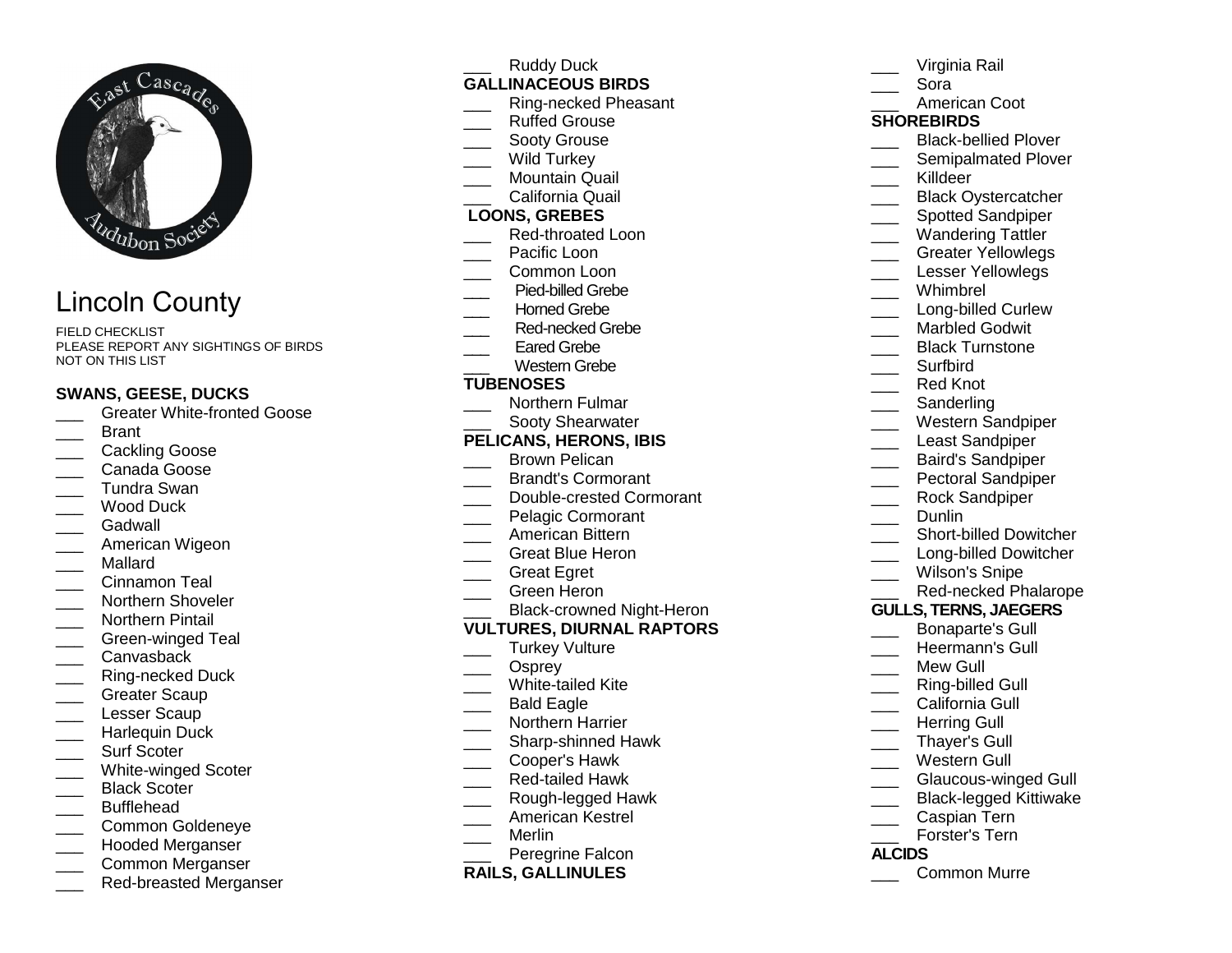# Lincoln County

FIELD CHECKLIST
PLEASE REPORT ANY SIGHTINGS OF BIRDS NOT ON THIS LIST

## SWANS, GEESE, DUCKS

- ___ Greater White-fronted Goose
- ___ Brant
- ___ Cackling Goose
- ___ Canada Goose
- ___ Tundra Swan
- ___ Wood Duck
- ___ Gadwall
- ___ American Wigeon
- ___ Mallard
- ___ Cinnamon Teal
- ___ Northern Shoveler
- ___ Northern Pintail
- ___ Green-winged Teal
- ___ Canvasback
- ___ Ring-necked Duck
- ___ Greater Scaup
- ___ Lesser Scaup
- ___ Harlequin Duck
- ___ Surf Scoter
- ___ White-winged Scoter
- ___ Black Scoter
- ___ Bufflehead
- ___ Common Goldeneye
- ___ Hooded Merganser
- ___ Common Merganser
- ___ Red-breasted Merganser
- ___ Ruddy Duck

## GALLINACEOUS BIRDS

- ___ Ring-necked Pheasant
- ___ Ruffed Grouse
- ___ Sooty Grouse
- ___ Wild Turkey
- ___ Mountain Quail
- ___ California Quail

## LOONS, GREBES

- ___ Red-throated Loon
- ___ Pacific Loon
- ___ Common Loon
- ___ Pied-billed Grebe
- ___ Horned Grebe
- ___ Red-necked Grebe
- ___ Eared Grebe
- ___ Western Grebe

## TUBENOSES

- ___ Northern Fulmar
- ___ Sooty Shearwater

## PELICANS, HERONS, IBIS

- ___ Brown Pelican
- ___ Brandt's Cormorant
- ___ Double-crested Cormorant
- ___ Pelagic Cormorant
- ___ American Bittern
- ___ Great Blue Heron
- ___ Great Egret
- ___ Green Heron
- ___ Black-crowned Night-Heron

## VULTURES, DIURNAL RAPTORS

- ___ Turkey Vulture
- ___ Osprey
- ___ White-tailed Kite
- ___ Bald Eagle
- ___ Northern Harrier
- ___ Sharp-shinned Hawk
- ___ Cooper's Hawk
- ___ Red-tailed Hawk
- ___ Rough-legged Hawk
- ___ American Kestrel
- ___ Merlin
- ___ Peregrine Falcon

## RAILS, GALLINULES

- ___ Virginia Rail
- ___ Sora
- ___ American Coot

## SHOREBIRDS

- ___ Black-bellied Plover
- ___ Semipalmated Plover
- ___ Killdeer
- ___ Black Oystercatcher
- ___ Spotted Sandpiper
- ___ Wandering Tattler
- ___ Greater Yellowlegs
- ___ Lesser Yellowlegs
- ___ Whimbrel
- ___ Long-billed Curlew
- ___ Marbled Godwit
- ___ Black Turnstone
- ___ Surfbird
- ___ Red Knot
- ___ Sanderling
- ___ Western Sandpiper
- ___ Least Sandpiper
- ___ Baird's Sandpiper
- ___ Pectoral Sandpiper
- ___ Rock Sandpiper
- ___ Dunlin
- ___ Short-billed Dowitcher
- ___ Long-billed Dowitcher
- ___ Wilson's Snipe
- ___ Red-necked Phalarope

## GULLS, TERNS, JAEGERS

- ___ Bonaparte's Gull
- ___ Heermann's Gull
- ___ Mew Gull
- ___ Ring-billed Gull
- ___ California Gull
- ___ Herring Gull
- ___ Thayer's Gull
- ___ Western Gull
- ___ Glaucous-winged Gull
- ___ Black-legged Kittiwake
- ___ Caspian Tern
- ___ Forster's Tern

## ALCIDS

- ___ Common Murre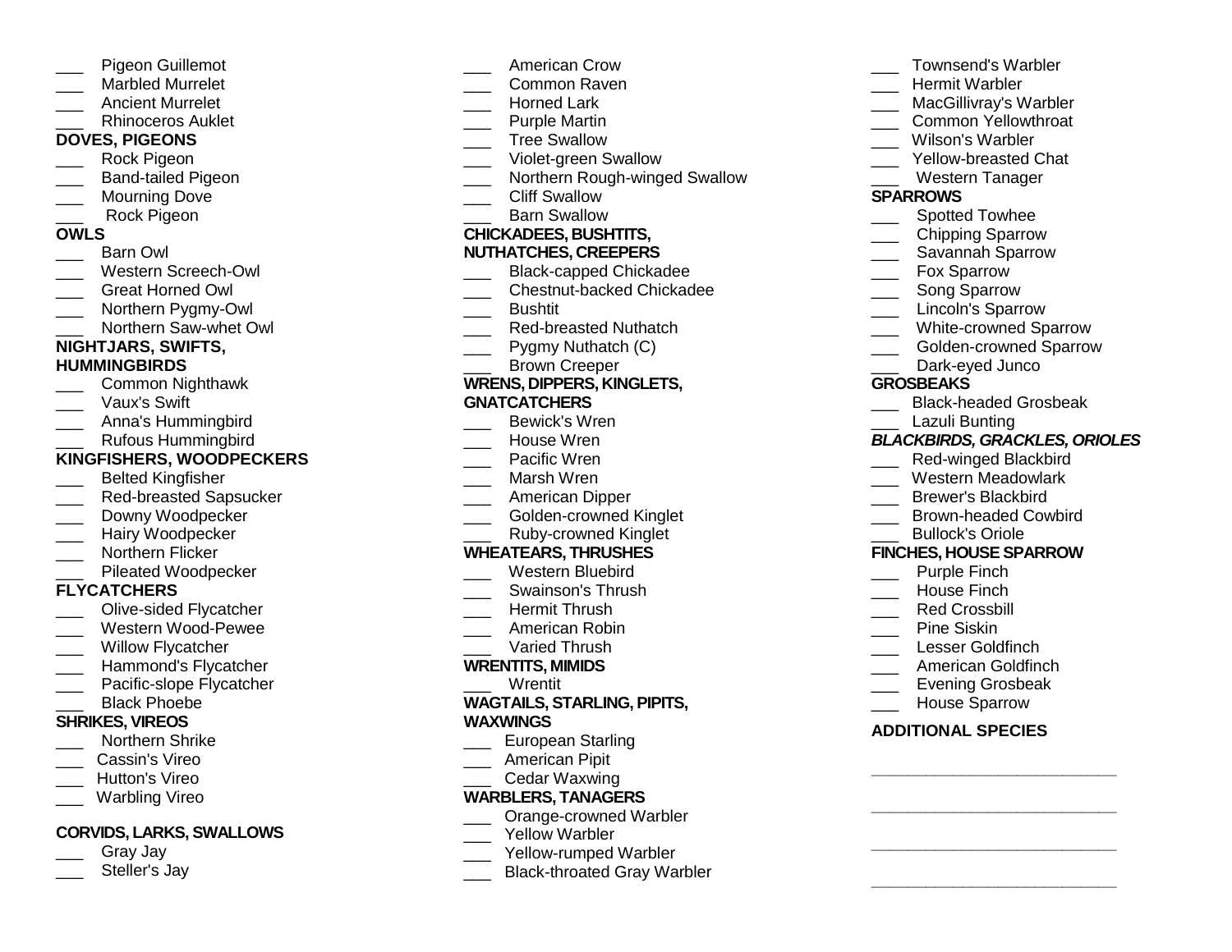- ___ Pigeon Guillemot
- ___ Marbled Murrelet
- ___ Ancient Murrelet
- ___ Rhinoceros Auklet

**DOVES, PIGEONS**

- ___ Rock Pigeon
- ___ Band-tailed Pigeon
- ___ Mourning Dove
- ___ Rock Pigeon

**OWLS**

- ___ Barn Owl
- ___ Western Screech-Owl
- ___ Great Horned Owl
- ___ Northern Pygmy-Owl
- ___ Northern Saw-whet Owl

**NIGHTJARS, SWIFTS, HUMMINGBIRDS**

- ___ Common Nighthawk
- ___ Vaux's Swift
- ___ Anna's Hummingbird
- ___ Rufous Hummingbird

**KINGFISHERS, WOODPECKERS**

- ___ Belted Kingfisher
- ___ Red-breasted Sapsucker
- ___ Downy Woodpecker
- ___ Hairy Woodpecker
- ___ Northern Flicker
- ___ Pileated Woodpecker

**FLYCATCHERS**

- ___ Olive-sided Flycatcher
- ___ Western Wood-Pewee
- ___ Willow Flycatcher
- ___ Hammond's Flycatcher
- ___ Pacific-slope Flycatcher
- ___ Black Phoebe

**SHRIKES, VIREOS**

- ___ Northern Shrike
- ___ Cassin's Vireo
- ___ Hutton's Vireo
- ___ Warbling Vireo

**CORVIDS, LARKS, SWALLOWS**

- ___ Gray Jay
- ___ Steller's Jay
- ___ American Crow
- ___ Common Raven
- ___ Horned Lark
- ___ Purple Martin
- ___ Tree Swallow
- ___ Violet-green Swallow
- ___ Northern Rough-winged Swallow
- ___ Cliff Swallow
- ___ Barn Swallow

**CHICKADEES, BUSHTITS, NUTHATCHES, CREEPERS**

- ___ Black-capped Chickadee
- ___ Chestnut-backed Chickadee
- ___ Bushtit
- ___ Red-breasted Nuthatch
- ___ Pygmy Nuthatch (C)
- ___ Brown Creeper

**WRENS, DIPPERS, KINGLETS, GNATCATCHERS**

- ___ Bewick's Wren
- ___ House Wren
- ___ Pacific Wren
- ___ Marsh Wren
- ___ American Dipper
- ___ Golden-crowned Kinglet
- ___ Ruby-crowned Kinglet

**WHEATEARS, THRUSHES**

- ___ Western Bluebird
- ___ Swainson's Thrush
- ___ Hermit Thrush
- ___ American Robin
- ___ Varied Thrush

**WRENTITS, MIMIDS**

- ___ Wrentit

**WAGTAILS, STARLING, PIPITS, WAXWINGS**

- ___ European Starling
- ___ American Pipit
- ___ Cedar Waxwing

**WARBLERS, TANAGERS**

- ___ Orange-crowned Warbler
- ___ Yellow Warbler
- ___ Yellow-rumped Warbler
- ___ Black-throated Gray Warbler
- ___ Townsend's Warbler
- ___ Hermit Warbler
- ___ MacGillivray's Warbler
- ___ Common Yellowthroat
- ___ Wilson's Warbler
- ___ Yellow-breasted Chat
- ___ Western Tanager

**SPARROWS**

- ___ Spotted Towhee
- ___ Chipping Sparrow
- ___ Savannah Sparrow
- ___ Fox Sparrow
- ___ Song Sparrow
- ___ Lincoln's Sparrow
- ___ White-crowned Sparrow
- ___ Golden-crowned Sparrow
- ___ Dark-eyed Junco

**GROSBEAKS**

- ___ Black-headed Grosbeak
- ___ Lazuli Bunting

***BLACKBIRDS, GRACKLES, ORIOLES***

- ___ Red-winged Blackbird
- ___ Western Meadowlark
- ___ Brewer's Blackbird
- ___ Brown-headed Cowbird
- ___ Bullock's Oriole

**FINCHES, HOUSE SPARROW**

- ___ Purple Finch
- ___ House Finch
- ___ Red Crossbill
- ___ Pine Siskin
- ___ Lesser Goldfinch
- ___ American Goldfinch
- ___ Evening Grosbeak
- ___ House Sparrow

**ADDITIONAL SPECIES**

___________________________

___________________________

___________________________

___________________________